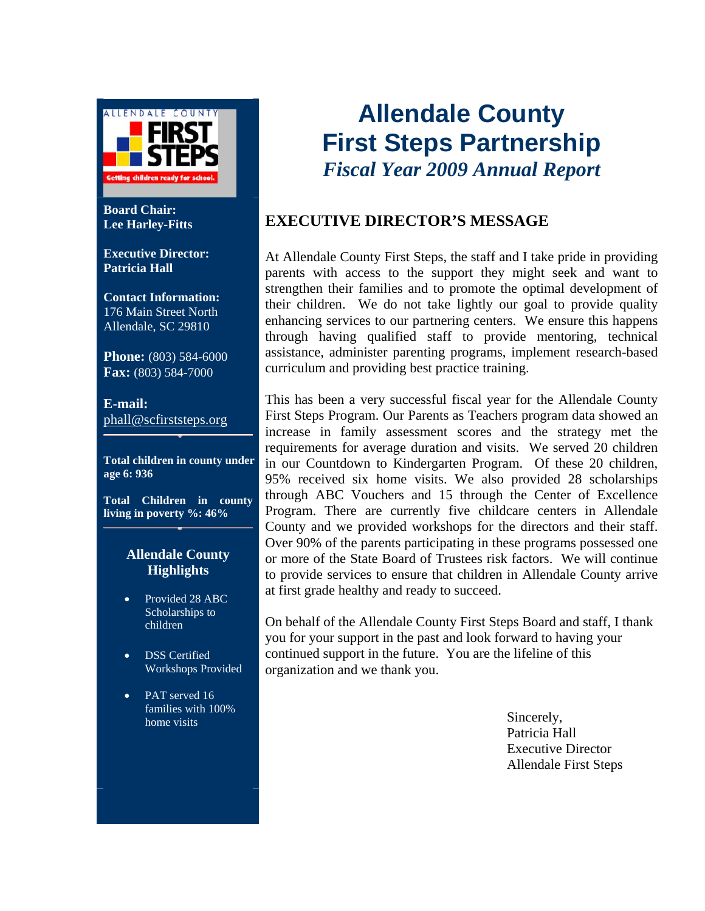# Allendale County First Steps Partnership

## *Fiscal Year 2009 Annual Report*

**Board Chair:**
**Lee Harley-Fitts**

**Executive Director:**
**Patricia Hall**

**Contact Information:**
176 Main Street North
Allendale, SC 29810

**Phone:** (803) 584-6000
**Fax:** (803) 584-7000

**E-mail:**
phall@scfirststeps.org

**Total children in county under age 6: 936**

**Total Children in county living in poverty %: 46%**

### Allendale County Highlights

- Provided 28 ABC Scholarships to children
- DSS Certified Workshops Provided
- PAT served 16 families with 100% home visits

## EXECUTIVE DIRECTOR'S MESSAGE

At Allendale County First Steps, the staff and I take pride in providing parents with access to the support they might seek and want to strengthen their families and to promote the optimal development of their children. We do not take lightly our goal to provide quality enhancing services to our partnering centers. We ensure this happens through having qualified staff to provide mentoring, technical assistance, administer parenting programs, implement research-based curriculum and providing best practice training.

This has been a very successful fiscal year for the Allendale County First Steps Program. Our Parents as Teachers program data showed an increase in family assessment scores and the strategy met the requirements for average duration and visits. We served 20 children in our Countdown to Kindergarten Program. Of these 20 children, 95% received six home visits. We also provided 28 scholarships through ABC Vouchers and 15 through the Center of Excellence Program. There are currently five childcare centers in Allendale County and we provided workshops for the directors and their staff. Over 90% of the parents participating in these programs possessed one or more of the State Board of Trustees risk factors. We will continue to provide services to ensure that children in Allendale County arrive at first grade healthy and ready to succeed.

On behalf of the Allendale County First Steps Board and staff, I thank you for your support in the past and look forward to having your continued support in the future. You are the lifeline of this organization and we thank you.

Sincerely,
Patricia Hall
Executive Director
Allendale First Steps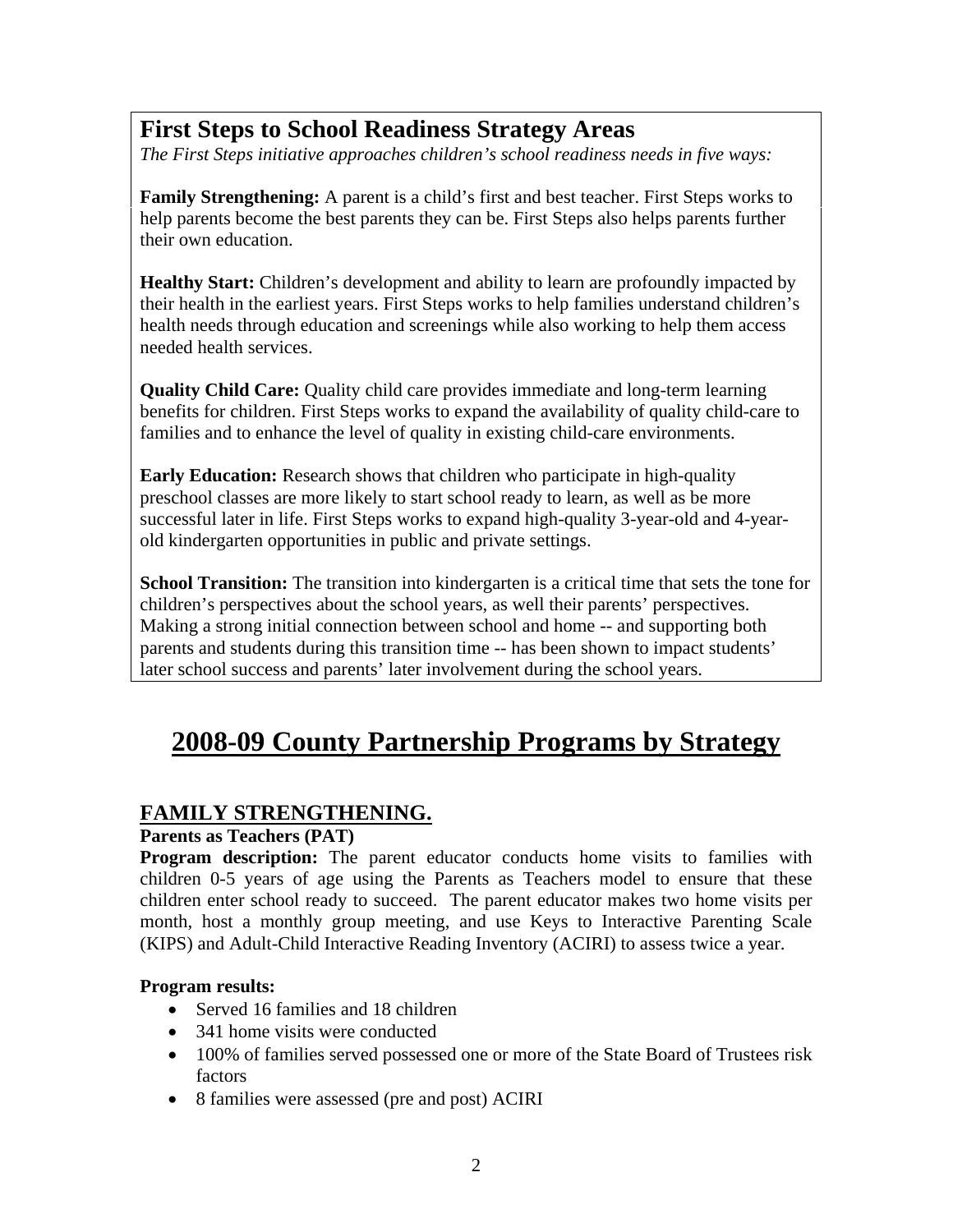## First Steps to School Readiness Strategy Areas

*The First Steps initiative approaches children's school readiness needs in five ways:*

**Family Strengthening:** A parent is a child's first and best teacher. First Steps works to help parents become the best parents they can be. First Steps also helps parents further their own education.

**Healthy Start:** Children's development and ability to learn are profoundly impacted by their health in the earliest years. First Steps works to help families understand children's health needs through education and screenings while also working to help them access needed health services.

**Quality Child Care:** Quality child care provides immediate and long-term learning benefits for children. First Steps works to expand the availability of quality child-care to families and to enhance the level of quality in existing child-care environments.

**Early Education:** Research shows that children who participate in high-quality preschool classes are more likely to start school ready to learn, as well as be more successful later in life. First Steps works to expand high-quality 3-year-old and 4-year-old kindergarten opportunities in public and private settings.

**School Transition:** The transition into kindergarten is a critical time that sets the tone for children's perspectives about the school years, as well their parents' perspectives. Making a strong initial connection between school and home -- and supporting both parents and students during this transition time -- has been shown to impact students' later school success and parents' later involvement during the school years.

# 2008-09 County Partnership Programs by Strategy

## FAMILY STRENGTHENING.

**Parents as Teachers (PAT)**

**Program description:** The parent educator conducts home visits to families with children 0-5 years of age using the Parents as Teachers model to ensure that these children enter school ready to succeed. The parent educator makes two home visits per month, host a monthly group meeting, and use Keys to Interactive Parenting Scale (KIPS) and Adult-Child Interactive Reading Inventory (ACIRI) to assess twice a year.

**Program results:**

- Served 16 families and 18 children
- 341 home visits were conducted
- 100% of families served possessed one or more of the State Board of Trustees risk factors
- 8 families were assessed (pre and post) ACIRI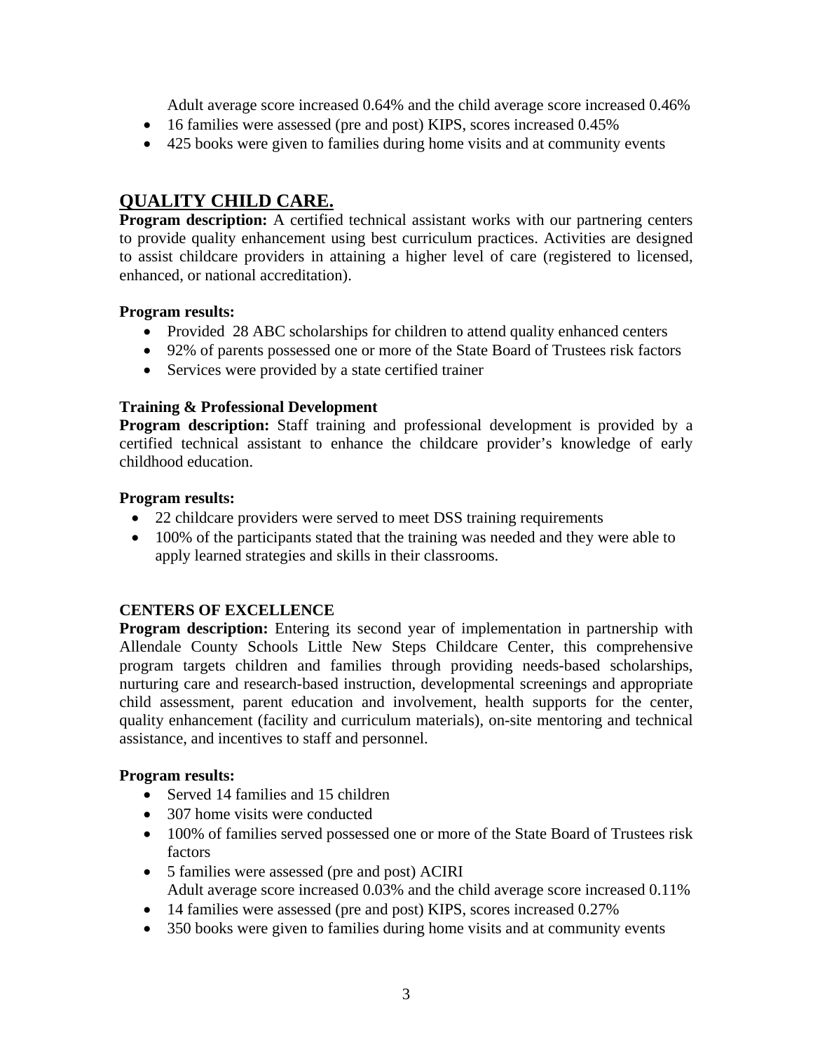Adult average score increased 0.64% and the child average score increased 0.46%

- 16 families were assessed (pre and post) KIPS, scores increased 0.45%
- 425 books were given to families during home visits and at community events

## QUALITY CHILD CARE.

**Program description:** A certified technical assistant works with our partnering centers to provide quality enhancement using best curriculum practices. Activities are designed to assist childcare providers in attaining a higher level of care (registered to licensed, enhanced, or national accreditation).

**Program results:**

- Provided 28 ABC scholarships for children to attend quality enhanced centers
- 92% of parents possessed one or more of the State Board of Trustees risk factors
- Services were provided by a state certified trainer

### Training & Professional Development

**Program description:** Staff training and professional development is provided by a certified technical assistant to enhance the childcare provider's knowledge of early childhood education.

**Program results:**

- 22 childcare providers were served to meet DSS training requirements
- 100% of the participants stated that the training was needed and they were able to apply learned strategies and skills in their classrooms.

### CENTERS OF EXCELLENCE

**Program description:** Entering its second year of implementation in partnership with Allendale County Schools Little New Steps Childcare Center, this comprehensive program targets children and families through providing needs-based scholarships, nurturing care and research-based instruction, developmental screenings and appropriate child assessment, parent education and involvement, health supports for the center, quality enhancement (facility and curriculum materials), on-site mentoring and technical assistance, and incentives to staff and personnel.

**Program results:**

- Served 14 families and 15 children
- 307 home visits were conducted
- 100% of families served possessed one or more of the State Board of Trustees risk factors
- 5 families were assessed (pre and post) ACIRI
  Adult average score increased 0.03% and the child average score increased 0.11%
- 14 families were assessed (pre and post) KIPS, scores increased 0.27%
- 350 books were given to families during home visits and at community events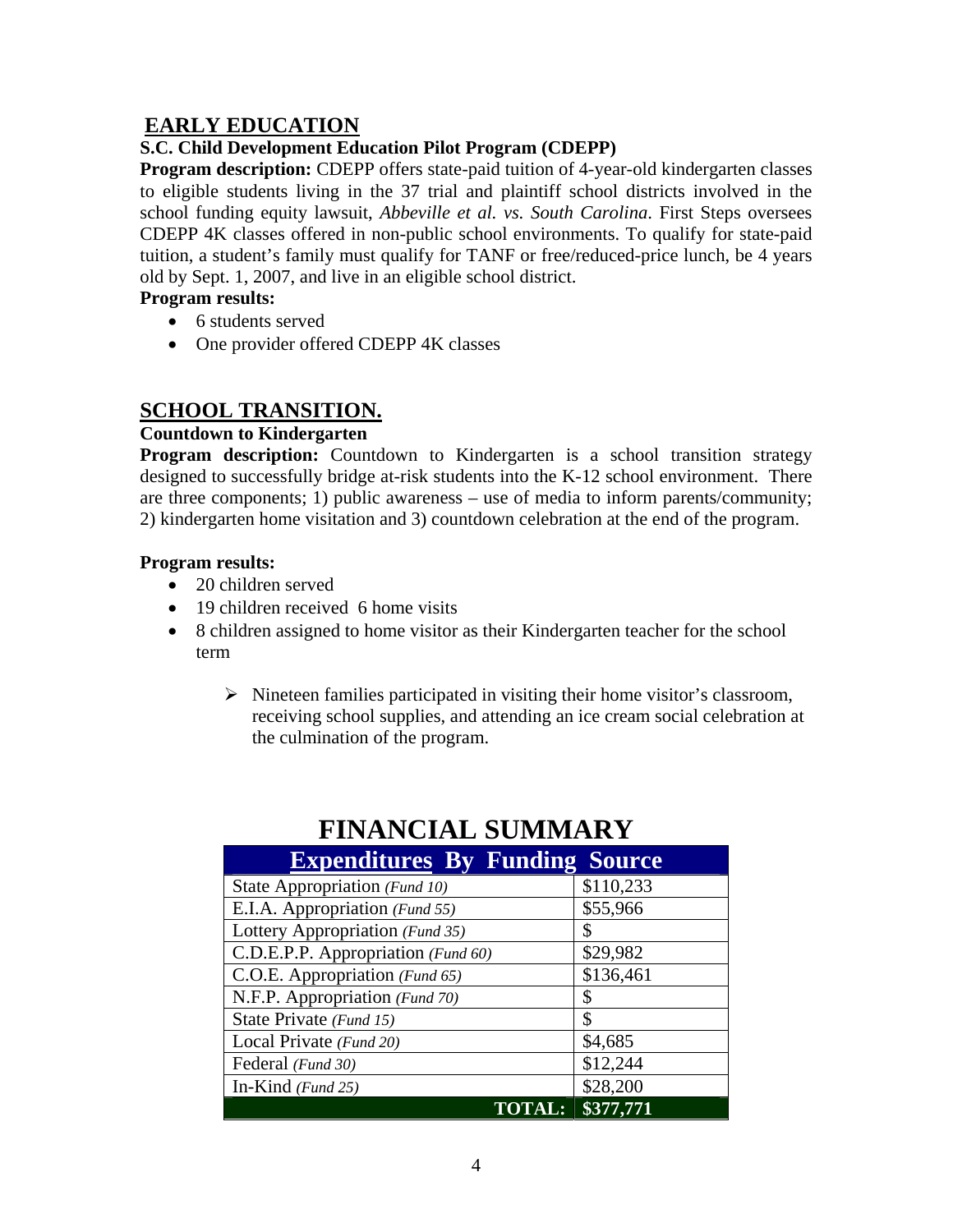## EARLY EDUCATION

### S.C. Child Development Education Pilot Program (CDEPP)

**Program description:** CDEPP offers state-paid tuition of 4-year-old kindergarten classes to eligible students living in the 37 trial and plaintiff school districts involved in the school funding equity lawsuit, *Abbeville et al. vs. South Carolina*. First Steps oversees CDEPP 4K classes offered in non-public school environments. To qualify for state-paid tuition, a student's family must qualify for TANF or free/reduced-price lunch, be 4 years old by Sept. 1, 2007, and live in an eligible school district.

**Program results:**

- 6 students served
- One provider offered CDEPP 4K classes

## SCHOOL TRANSITION.

### Countdown to Kindergarten

**Program description:** Countdown to Kindergarten is a school transition strategy designed to successfully bridge at-risk students into the K-12 school environment. There are three components; 1) public awareness – use of media to inform parents/community; 2) kindergarten home visitation and 3) countdown celebration at the end of the program.

**Program results:**

- 20 children served
- 19 children received 6 home visits
- 8 children assigned to home visitor as their Kindergarten teacher for the school term
    - Nineteen families participated in visiting their home visitor's classroom, receiving school supplies, and attending an ice cream social celebration at the culmination of the program.

# FINANCIAL SUMMARY

| Expenditures By Funding Source | |
|---|---|
| State Appropriation *(Fund 10)* | $110,233 |
| E.I.A. Appropriation *(Fund 55)* | $55,966 |
| Lottery Appropriation *(Fund 35)* | $ |
| C.D.E.P.P. Appropriation *(Fund 60)* | $29,982 |
| C.O.E. Appropriation *(Fund 65)* | $136,461 |
| N.F.P. Appropriation *(Fund 70)* | $ |
| State Private *(Fund 15)* | $ |
| Local Private *(Fund 20)* | $4,685 |
| Federal *(Fund 30)* | $12,244 |
| In-Kind *(Fund 25)* | $28,200 |
| **TOTAL:** | **$377,771** |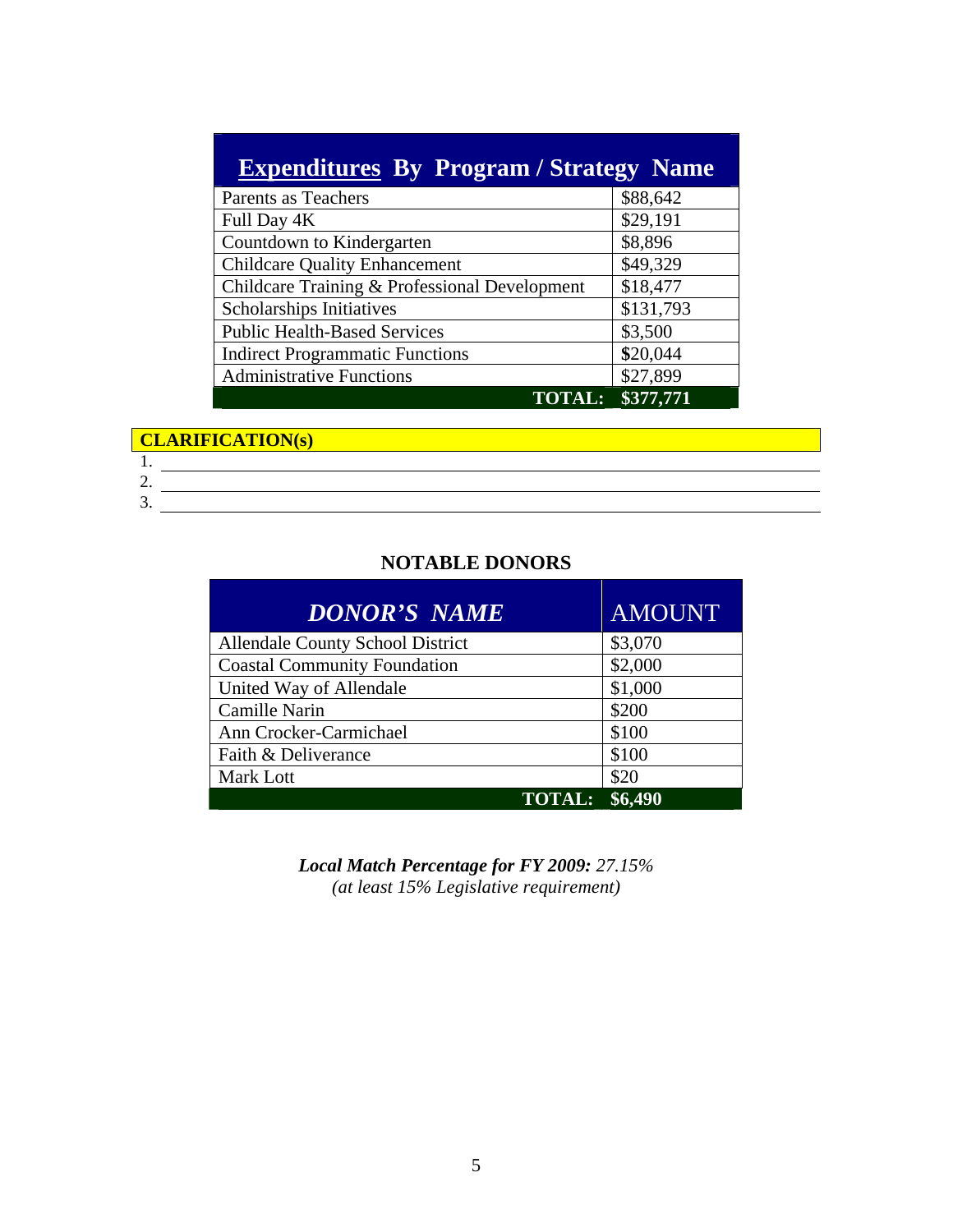| Expenditures By Program / Strategy Name | |
|---|---|
| Parents as Teachers | $88,642 |
| Full Day 4K | $29,191 |
| Countdown to Kindergarten | $8,896 |
| Childcare Quality Enhancement | $49,329 |
| Childcare Training & Professional Development | $18,477 |
| Scholarships Initiatives | $131,793 |
| Public Health-Based Services | $3,500 |
| Indirect Programmatic Functions | $20,044 |
| Administrative Functions | $27,899 |
| **TOTAL:** | **$377,771** |

**CLARIFICATION(s)**

1. 
2. 
3. 

**NOTABLE DONORS**

| *DONOR'S NAME* | AMOUNT |
|---|---|
| Allendale County School District | $3,070 |
| Coastal Community Foundation | $2,000 |
| United Way of Allendale | $1,000 |
| Camille Narin | $200 |
| Ann Crocker-Carmichael | $100 |
| Faith & Deliverance | $100 |
| Mark Lott | $20 |
| **TOTAL:** | **$6,490** |

***Local Match Percentage for FY 2009:*** *27.15%*
*(at least 15% Legislative requirement)*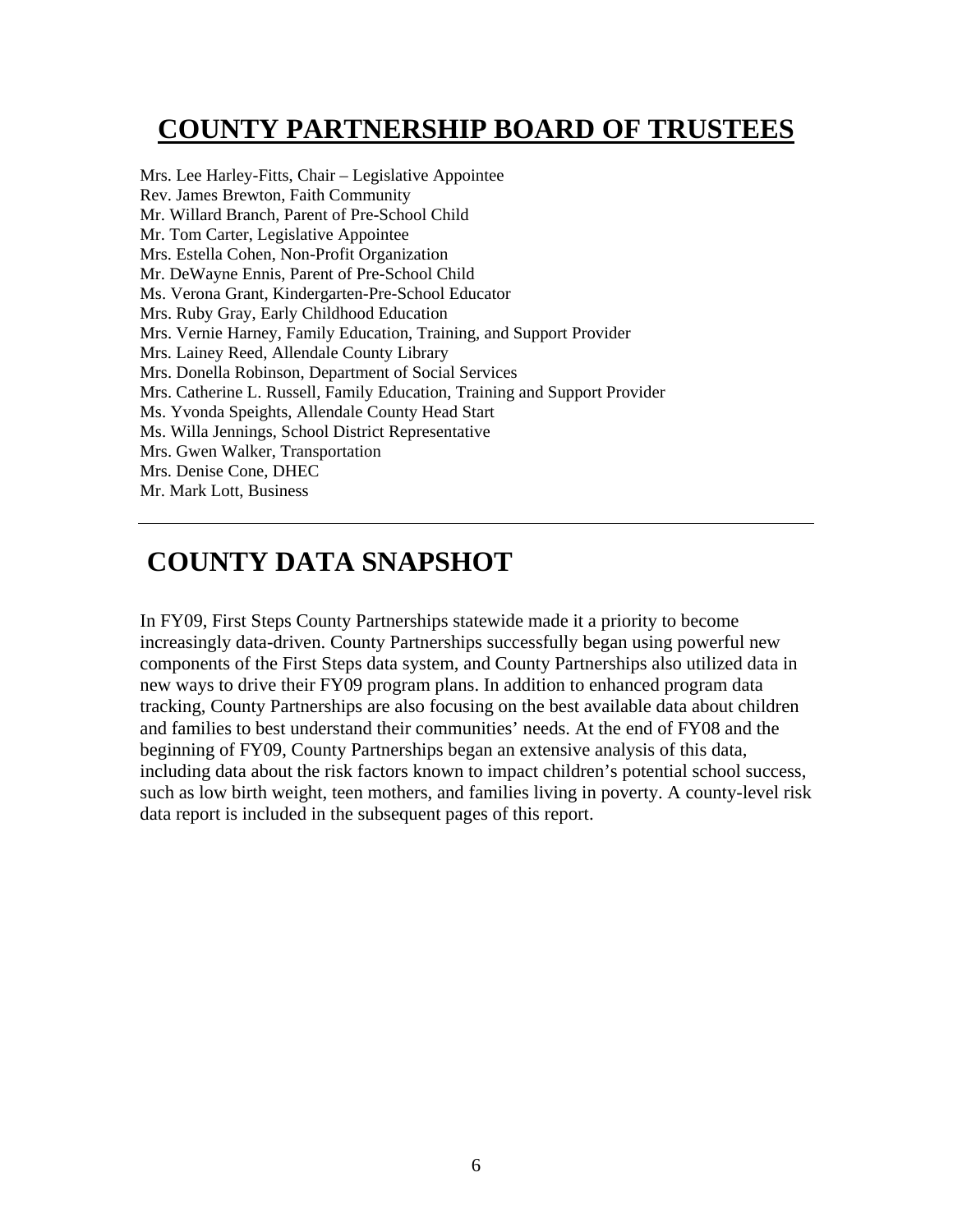## COUNTY PARTNERSHIP BOARD OF TRUSTEES

Mrs. Lee Harley-Fitts, Chair – Legislative Appointee
Rev. James Brewton, Faith Community
Mr. Willard Branch, Parent of Pre-School Child
Mr. Tom Carter, Legislative Appointee
Mrs. Estella Cohen, Non-Profit Organization
Mr. DeWayne Ennis, Parent of Pre-School Child
Ms. Verona Grant, Kindergarten-Pre-School Educator
Mrs. Ruby Gray, Early Childhood Education
Mrs. Vernie Harney, Family Education, Training, and Support Provider
Mrs. Lainey Reed, Allendale County Library
Mrs. Donella Robinson, Department of Social Services
Mrs. Catherine L. Russell, Family Education, Training and Support Provider
Ms. Yvonda Speights, Allendale County Head Start
Ms. Willa Jennings, School District Representative
Mrs. Gwen Walker, Transportation
Mrs. Denise Cone, DHEC
Mr. Mark Lott, Business

---

## COUNTY DATA SNAPSHOT

In FY09, First Steps County Partnerships statewide made it a priority to become increasingly data-driven. County Partnerships successfully began using powerful new components of the First Steps data system, and County Partnerships also utilized data in new ways to drive their FY09 program plans. In addition to enhanced program data tracking, County Partnerships are also focusing on the best available data about children and families to best understand their communities' needs. At the end of FY08 and the beginning of FY09, County Partnerships began an extensive analysis of this data, including data about the risk factors known to impact children's potential school success, such as low birth weight, teen mothers, and families living in poverty. A county-level risk data report is included in the subsequent pages of this report.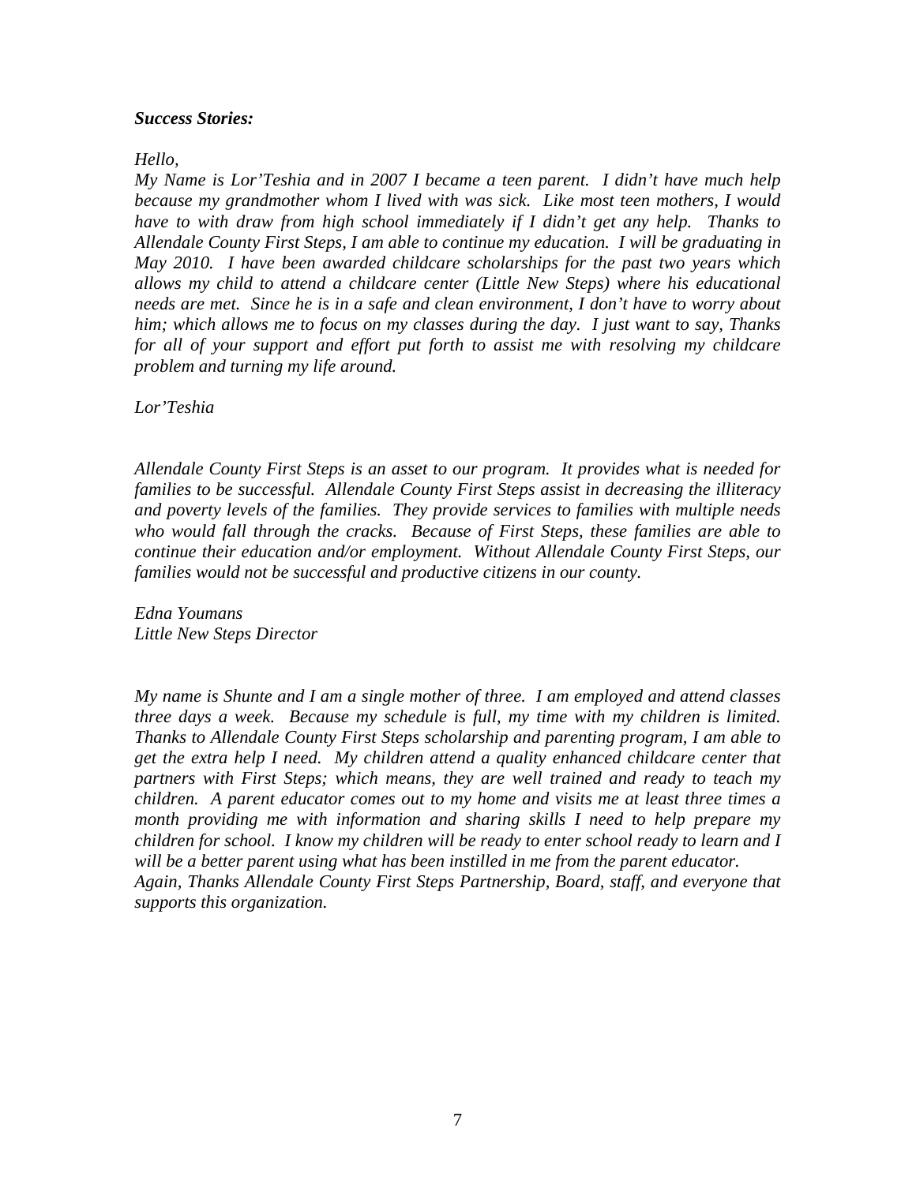***Success Stories:***

*Hello,*
*My Name is Lor'Teshia and in 2007 I became a teen parent. I didn't have much help because my grandmother whom I lived with was sick. Like most teen mothers, I would have to with draw from high school immediately if I didn't get any help. Thanks to Allendale County First Steps, I am able to continue my education. I will be graduating in May 2010. I have been awarded childcare scholarships for the past two years which allows my child to attend a childcare center (Little New Steps) where his educational needs are met. Since he is in a safe and clean environment, I don't have to worry about him; which allows me to focus on my classes during the day. I just want to say, Thanks for all of your support and effort put forth to assist me with resolving my childcare problem and turning my life around.*

*Lor'Teshia*

*Allendale County First Steps is an asset to our program. It provides what is needed for families to be successful. Allendale County First Steps assist in decreasing the illiteracy and poverty levels of the families. They provide services to families with multiple needs who would fall through the cracks. Because of First Steps, these families are able to continue their education and/or employment. Without Allendale County First Steps, our families would not be successful and productive citizens in our county.*

*Edna Youmans*
*Little New Steps Director*

*My name is Shunte and I am a single mother of three. I am employed and attend classes three days a week. Because my schedule is full, my time with my children is limited. Thanks to Allendale County First Steps scholarship and parenting program, I am able to get the extra help I need. My children attend a quality enhanced childcare center that partners with First Steps; which means, they are well trained and ready to teach my children. A parent educator comes out to my home and visits me at least three times a month providing me with information and sharing skills I need to help prepare my children for school. I know my children will be ready to enter school ready to learn and I will be a better parent using what has been instilled in me from the parent educator.*
*Again, Thanks Allendale County First Steps Partnership, Board, staff, and everyone that supports this organization.*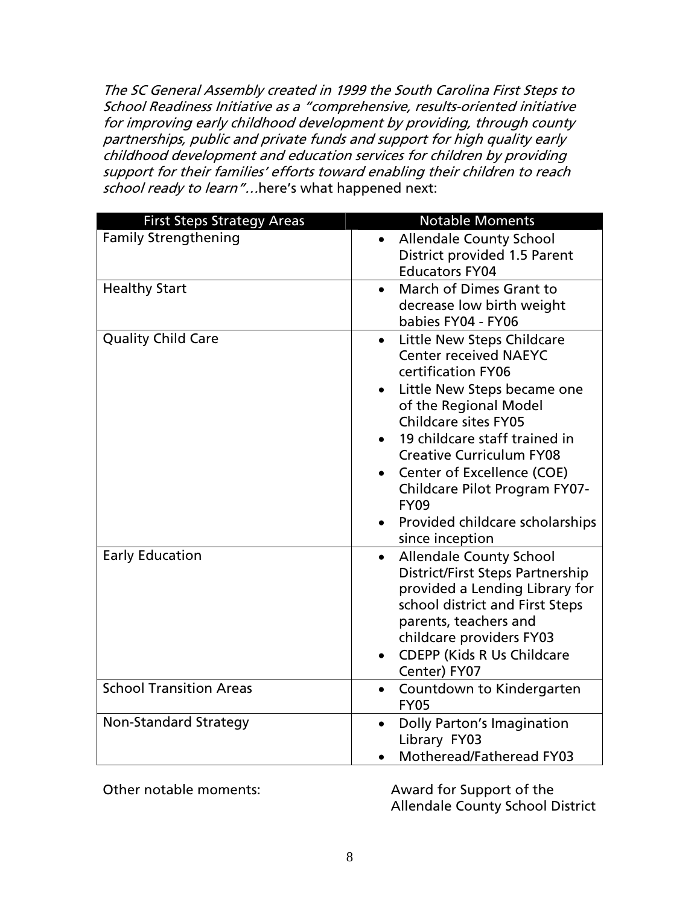*The SC General Assembly created in 1999 the South Carolina First Steps to School Readiness Initiative as a "comprehensive, results-oriented initiative for improving early childhood development by providing, through county partnerships, public and private funds and support for high quality early childhood development and education services for children by providing support for their families' efforts toward enabling their children to reach school ready to learn"…*here's what happened next:

| First Steps Strategy Areas | Notable Moments |
|---|---|
| Family Strengthening | • Allendale County School District provided 1.5 Parent Educators FY04 |
| Healthy Start | • March of Dimes Grant to decrease low birth weight babies FY04 - FY06 |
| Quality Child Care | • Little New Steps Childcare Center received NAEYC certification FY06<br>• Little New Steps became one of the Regional Model Childcare sites FY05<br>• 19 childcare staff trained in Creative Curriculum FY08<br>• Center of Excellence (COE) Childcare Pilot Program FY07-FY09<br>• Provided childcare scholarships since inception |
| Early Education | • Allendale County School District/First Steps Partnership provided a Lending Library for school district and First Steps parents, teachers and childcare providers FY03<br>• CDEPP (Kids R Us Childcare Center) FY07 |
| School Transition Areas | • Countdown to Kindergarten FY05 |
| Non-Standard Strategy | • Dolly Parton's Imagination Library FY03<br>• Motheread/Fatheread FY03 |

Other notable moments: Award for Support of the Allendale County School District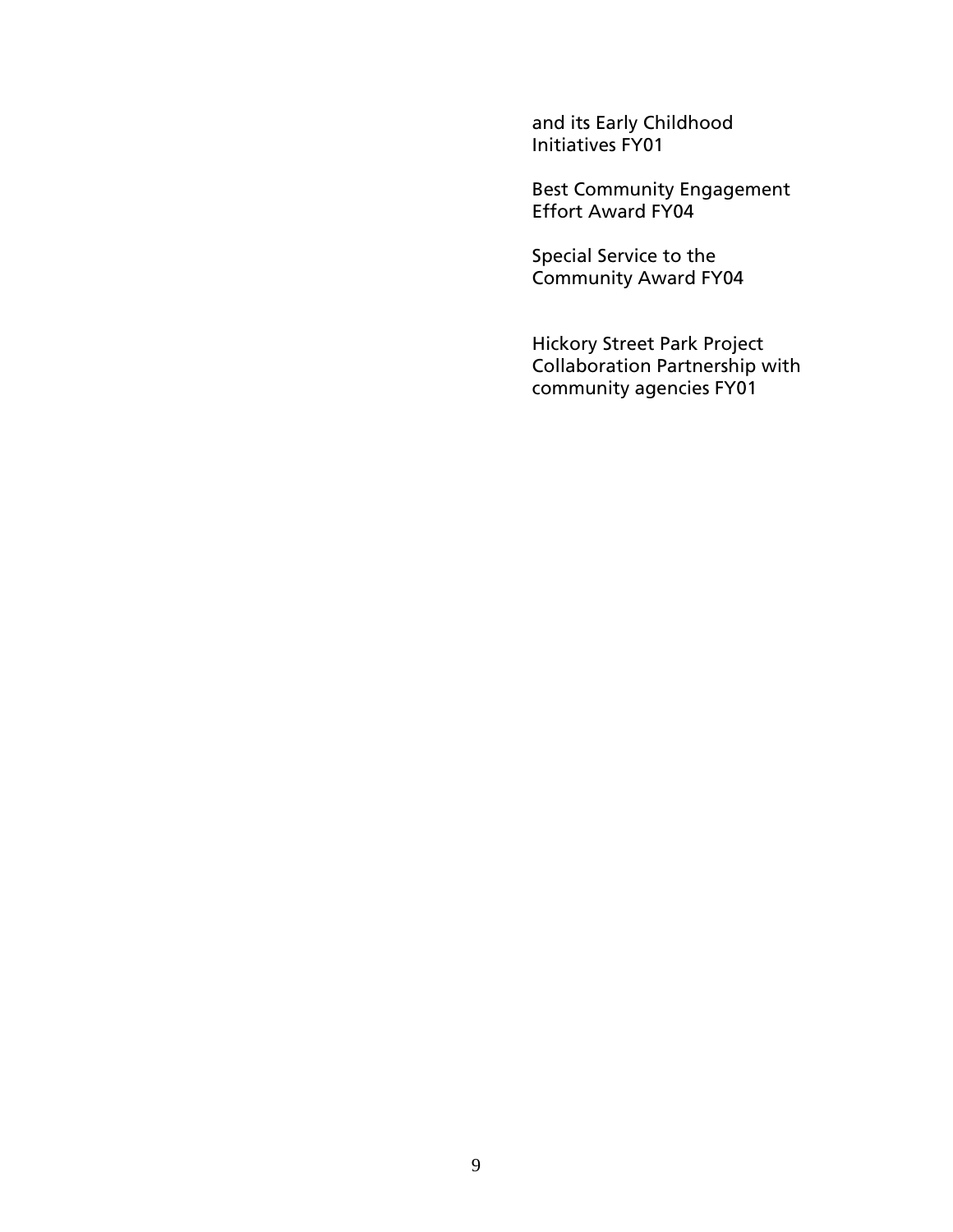and its Early Childhood Initiatives FY01

Best Community Engagement Effort Award FY04

Special Service to the Community Award FY04

Hickory Street Park Project Collaboration Partnership with community agencies FY01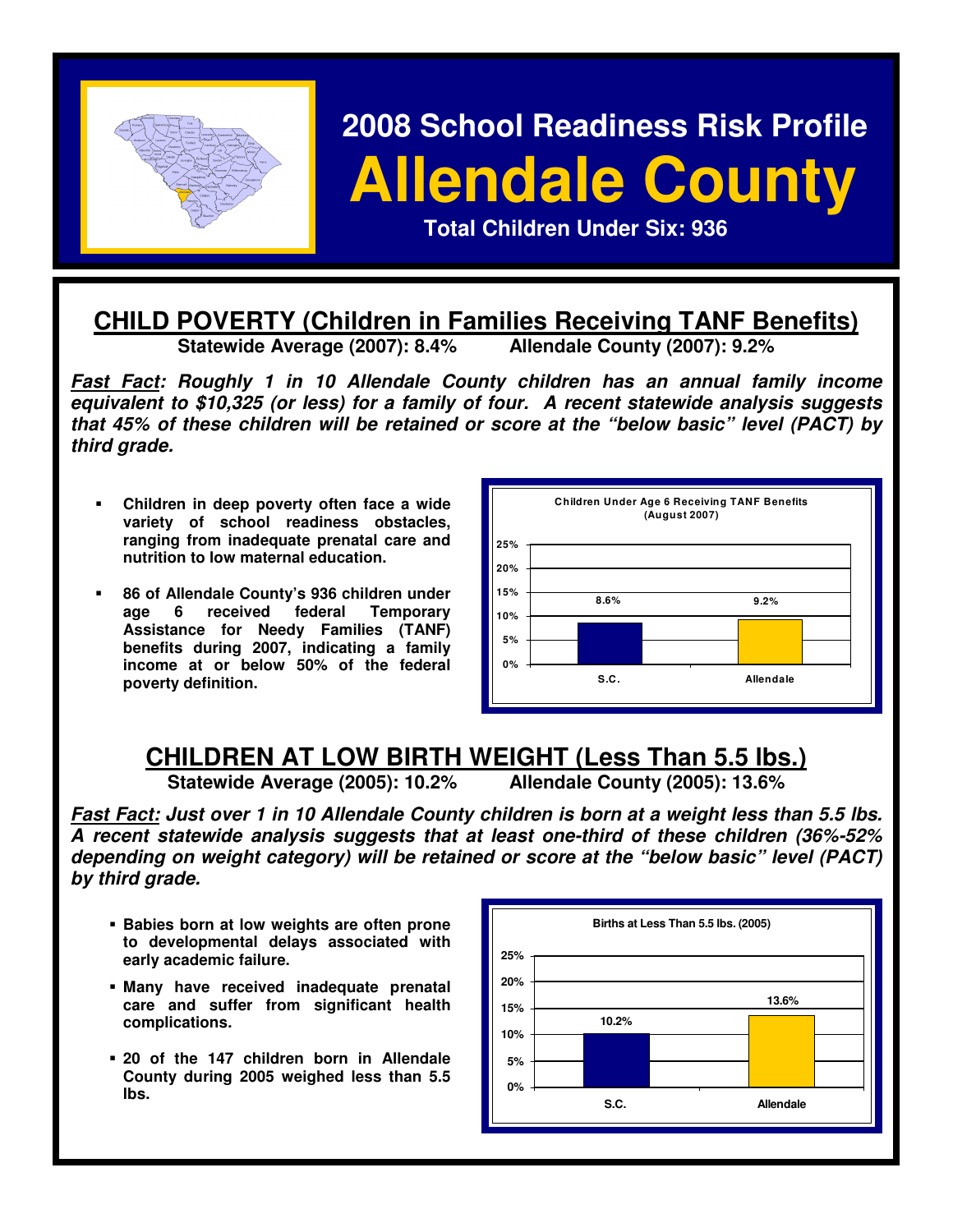# 2008 School Readiness Risk Profile

# Allendale County

**Total Children Under Six: 936**

## CHILD POVERTY (Children in Families Receiving TANF Benefits)

**Statewide Average (2007): 8.4%** **Allendale County (2007): 9.2%**

***Fast Fact*: Roughly 1 in 10 Allendale County children has an annual family income equivalent to $10,325 (or less) for a family of four. A recent statewide analysis suggests that 45% of these children will be retained or score at the "below basic" level (PACT) by third grade.**

- **Children in deep poverty often face a wide variety of school readiness obstacles, ranging from inadequate prenatal care and nutrition to low maternal education.**
- **86 of Allendale County's 936 children under age 6 received federal Temporary Assistance for Needy Families (TANF) benefits during 2007, indicating a family income at or below 50% of the federal poverty definition.**

**Children Under Age 6 Receiving TANF Benefits (August 2007)**

| | S.C. | Allendale |
|---|---|---|
| Percent | 8.6% | 9.2% |

## CHILDREN AT LOW BIRTH WEIGHT (Less Than 5.5 lbs.)

**Statewide Average (2005): 10.2%** **Allendale County (2005): 13.6%**

***Fast Fact:* Just over 1 in 10 Allendale County children is born at a weight less than 5.5 lbs. A recent statewide analysis suggests that at least one-third of these children (36%-52% depending on weight category) will be retained or score at the "below basic" level (PACT) by third grade.**

- **Babies born at low weights are often prone to developmental delays associated with early academic failure.**
- **Many have received inadequate prenatal care and suffer from significant health complications.**
- **20 of the 147 children born in Allendale County during 2005 weighed less than 5.5 lbs.**

**Births at Less Than 5.5 lbs. (2005)**

| | S.C. | Allendale |
|---|---|---|
| Percent | 10.2% | 13.6% |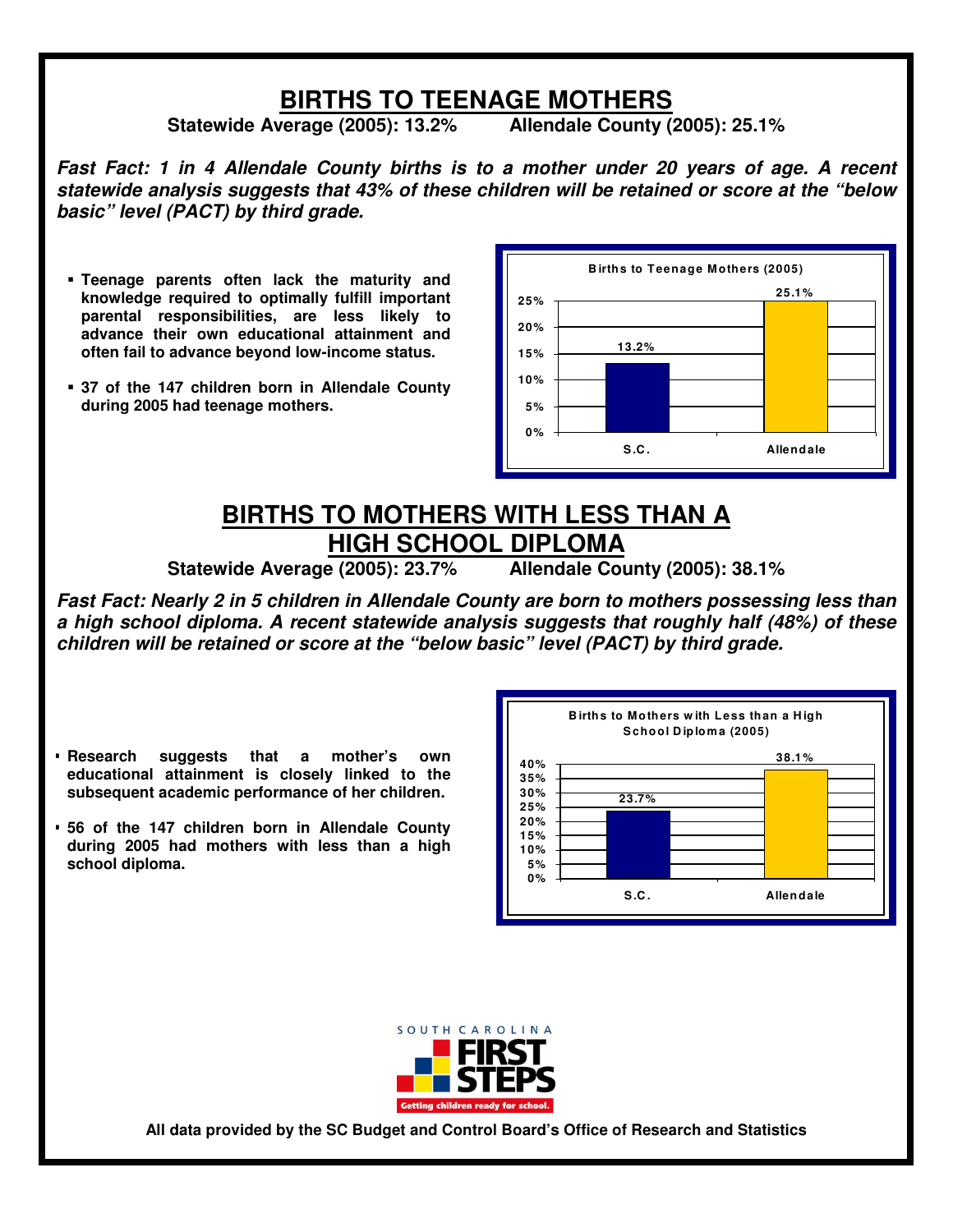## BIRTHS TO TEENAGE MOTHERS

**Statewide Average (2005): 13.2%  Allendale County (2005): 25.1%**

***Fast Fact: 1 in 4 Allendale County births is to a mother under 20 years of age. A recent statewide analysis suggests that 43% of these children will be retained or score at the "below basic" level (PACT) by third grade.***

- **Teenage parents often lack the maturity and knowledge required to optimally fulfill important parental responsibilities, are less likely to advance their own educational attainment and often fail to advance beyond low-income status.**
- **37 of the 147 children born in Allendale County during 2005 had teenage mothers.**

Births to Teenage Mothers (2005)

25%
20%
15%
10%
5%
0%

13.2%
25.1%

S.C.
Allendale

## BIRTHS TO MOTHERS WITH LESS THAN A HIGH SCHOOL DIPLOMA

**Statewide Average (2005): 23.7%  Allendale County (2005): 38.1%**

***Fast Fact: Nearly 2 in 5 children in Allendale County are born to mothers possessing less than a high school diploma. A recent statewide analysis suggests that roughly half (48%) of these children will be retained or score at the "below basic" level (PACT) by third grade.***

- **Research suggests that a mother's own educational attainment is closely linked to the subsequent academic performance of her children.**
- **56 of the 147 children born in Allendale County during 2005 had mothers with less than a high school diploma.**

Births to Mothers with Less than a High School Diploma (2005)

40%
35%
30%
25%
20%
15%
10%
5%
0%

23.7%
38.1%

S.C.
Allendale

SOUTH CAROLINA FIRST STEPS
Getting children ready for school.

**All data provided by the SC Budget and Control Board's Office of Research and Statistics**